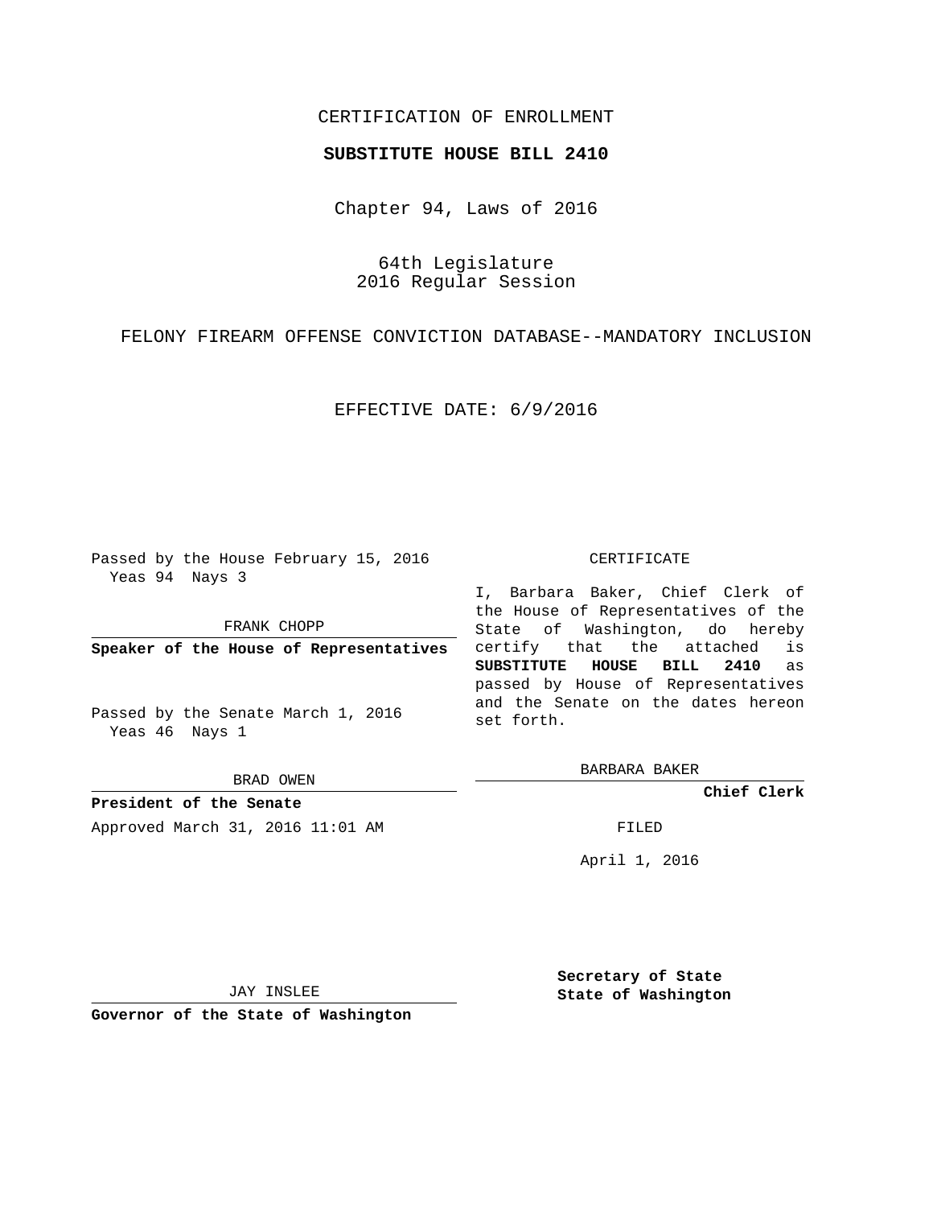CERTIFICATION OF ENROLLMENT

**SUBSTITUTE HOUSE BILL 2410**

Chapter 94, Laws of 2016

64th Legislature
2016 Regular Session

FELONY FIREARM OFFENSE CONVICTION DATABASE--MANDATORY INCLUSION

EFFECTIVE DATE: 6/9/2016

Passed by the House February 15, 2016
Yeas 94 Nays 3

FRANK CHOPP

**Speaker of the House of Representatives**

Passed by the Senate March 1, 2016
Yeas 46 Nays 1

BRAD OWEN

**President of the Senate**

Approved March 31, 2016 11:01 AM

JAY INSLEE

**Governor of the State of Washington**

CERTIFICATE

I, Barbara Baker, Chief Clerk of the House of Representatives of the State of Washington, do hereby certify that the attached is **SUBSTITUTE HOUSE BILL 2410** as passed by House of Representatives and the Senate on the dates hereon set forth.

BARBARA BAKER

**Chief Clerk**

FILED

April 1, 2016

**Secretary of State**
**State of Washington**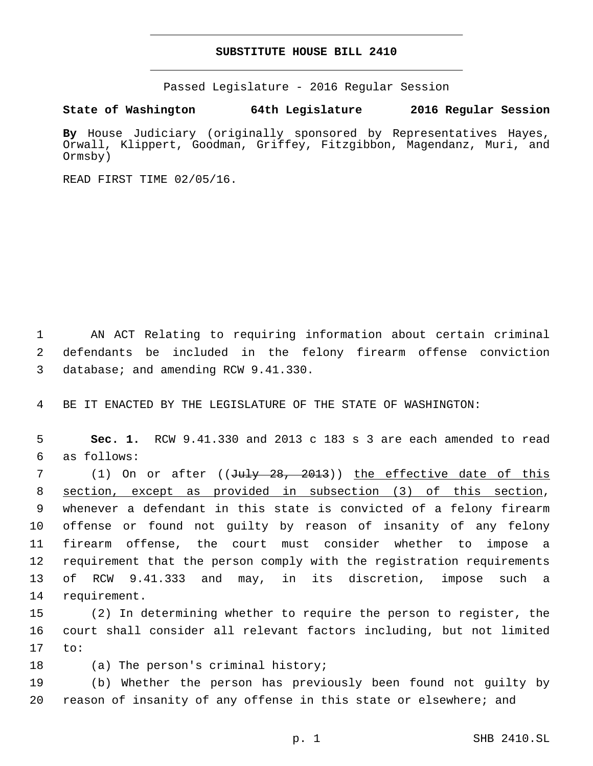**SUBSTITUTE HOUSE BILL 2410**

Passed Legislature - 2016 Regular Session

**State of Washington 64th Legislature 2016 Regular Session**

**By** House Judiciary (originally sponsored by Representatives Hayes, Orwall, Klippert, Goodman, Griffey, Fitzgibbon, Magendanz, Muri, and Ormsby)

READ FIRST TIME 02/05/16.

AN ACT Relating to requiring information about certain criminal defendants be included in the felony firearm offense conviction database; and amending RCW 9.41.330.

BE IT ENACTED BY THE LEGISLATURE OF THE STATE OF WASHINGTON:

**Sec. 1.** RCW 9.41.330 and 2013 c 183 s 3 are each amended to read as follows:

(1) On or after ((~~July 28, 2013~~)) the effective date of this section, except as provided in subsection (3) of this section, whenever a defendant in this state is convicted of a felony firearm offense or found not guilty by reason of insanity of any felony firearm offense, the court must consider whether to impose a requirement that the person comply with the registration requirements of RCW 9.41.333 and may, in its discretion, impose such a requirement.

(2) In determining whether to require the person to register, the court shall consider all relevant factors including, but not limited to:

(a) The person's criminal history;

(b) Whether the person has previously been found not guilty by reason of insanity of any offense in this state or elsewhere; and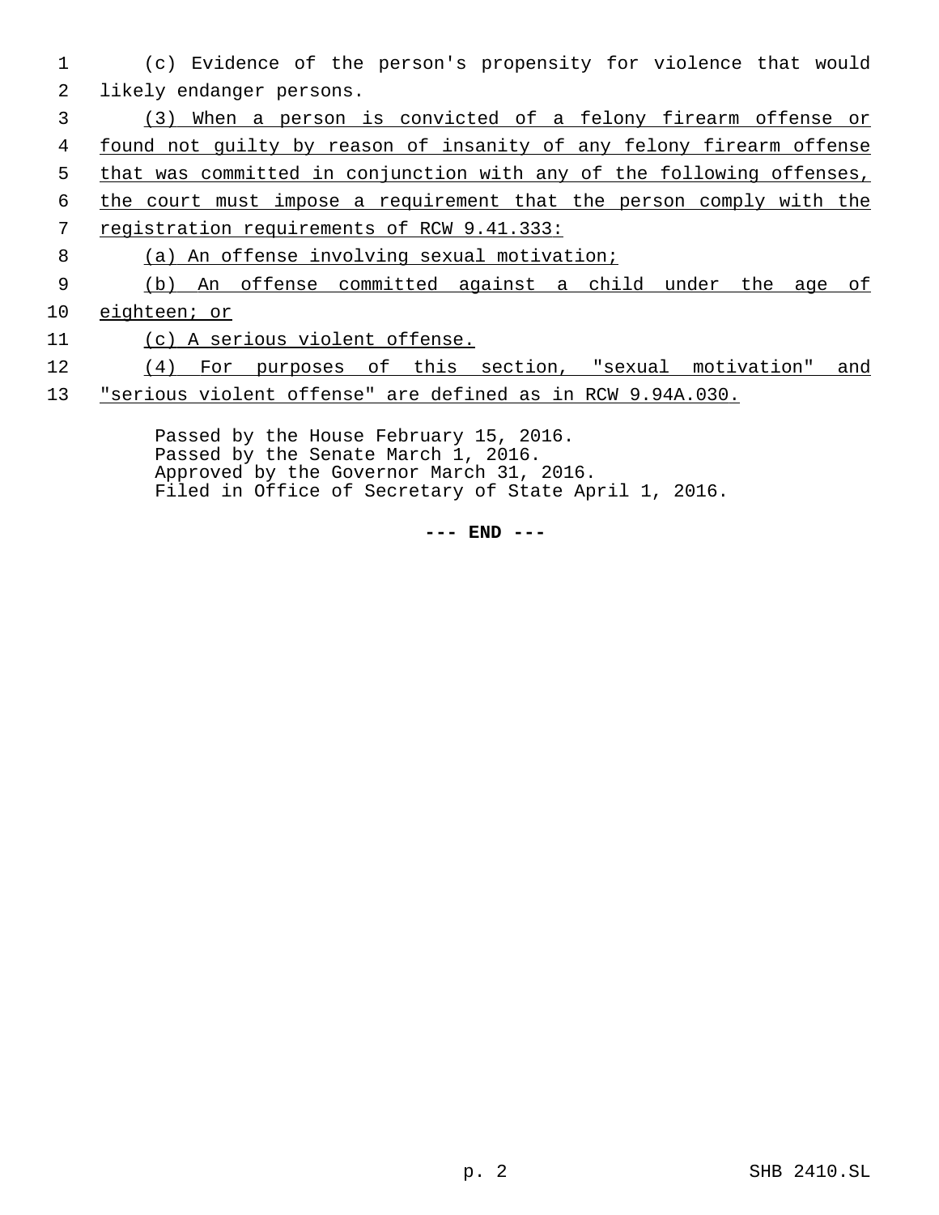(c) Evidence of the person's propensity for violence that would likely endanger persons.

(3) When a person is convicted of a felony firearm offense or found not guilty by reason of insanity of any felony firearm offense that was committed in conjunction with any of the following offenses, the court must impose a requirement that the person comply with the registration requirements of RCW 9.41.333:

(a) An offense involving sexual motivation;

(b) An offense committed against a child under the age of eighteen; or

(c) A serious violent offense.

(4) For purposes of this section, "sexual motivation" and "serious violent offense" are defined as in RCW 9.94A.030.

Passed by the House February 15, 2016.
Passed by the Senate March 1, 2016.
Approved by the Governor March 31, 2016.
Filed in Office of Secretary of State April 1, 2016.

**--- END ---**